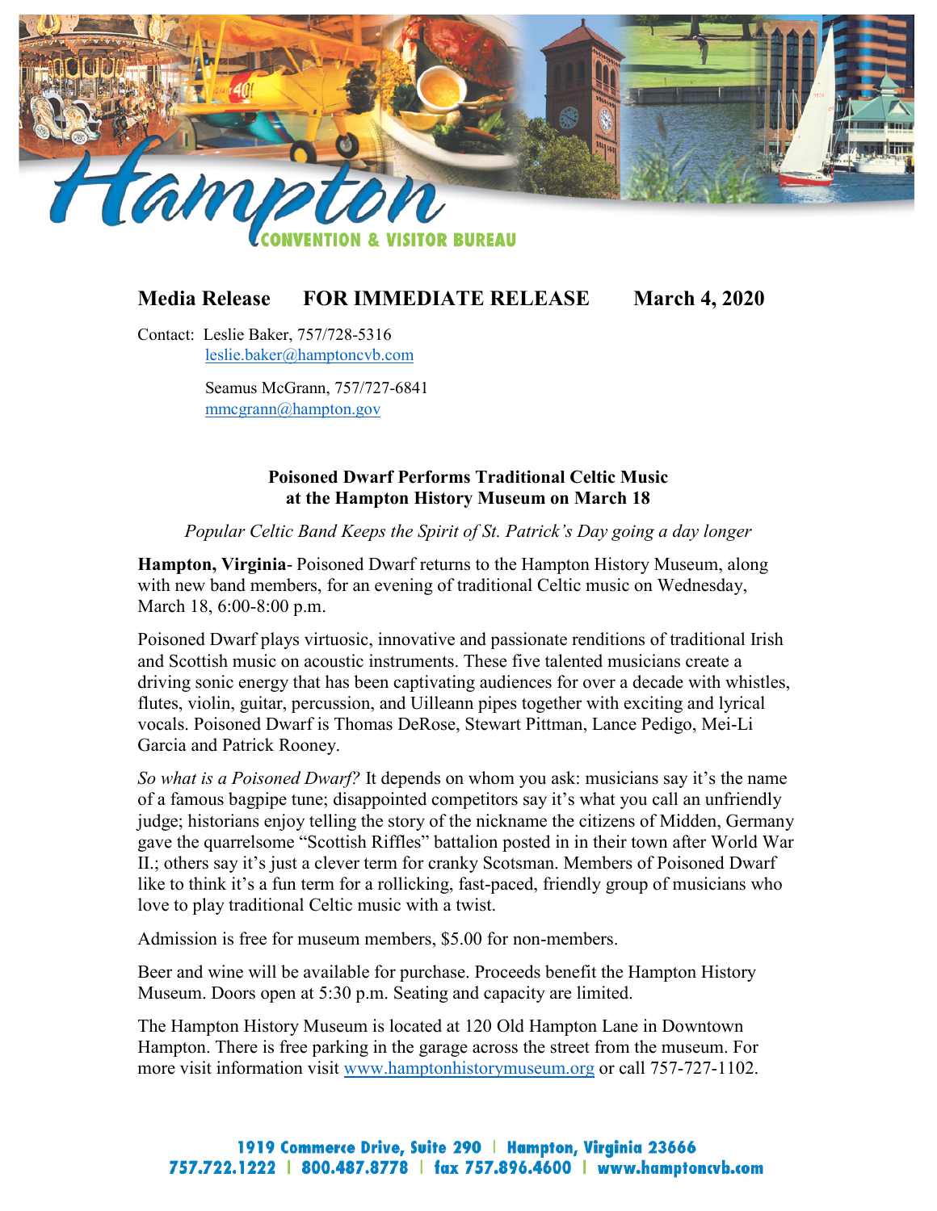Hampton

CONVENTION & VISITOR BUREAU

**Media Release FOR IMMEDIATE RELEASE March 4, 2020**

Contact: Leslie Baker, 757/728-5316
leslie.baker@hamptoncvb.com

Seamus McGrann, 757/727-6841
mmcgrann@hampton.gov

**Poisoned Dwarf Performs Traditional Celtic Music at the Hampton History Museum on March 18**

*Popular Celtic Band Keeps the Spirit of St. Patrick's Day going a day longer*

**Hampton, Virginia**- Poisoned Dwarf returns to the Hampton History Museum, along with new band members, for an evening of traditional Celtic music on Wednesday, March 18, 6:00-8:00 p.m.

Poisoned Dwarf plays virtuosic, innovative and passionate renditions of traditional Irish and Scottish music on acoustic instruments. These five talented musicians create a driving sonic energy that has been captivating audiences for over a decade with whistles, flutes, violin, guitar, percussion, and Uilleann pipes together with exciting and lyrical vocals. Poisoned Dwarf is Thomas DeRose, Stewart Pittman, Lance Pedigo, Mei-Li Garcia and Patrick Rooney.

*So what is a Poisoned Dwarf?* It depends on whom you ask: musicians say it's the name of a famous bagpipe tune; disappointed competitors say it's what you call an unfriendly judge; historians enjoy telling the story of the nickname the citizens of Midden, Germany gave the quarrelsome "Scottish Riffles" battalion posted in in their town after World War II.; others say it's just a clever term for cranky Scotsman. Members of Poisoned Dwarf like to think it's a fun term for a rollicking, fast-paced, friendly group of musicians who love to play traditional Celtic music with a twist.

Admission is free for museum members, $5.00 for non-members.

Beer and wine will be available for purchase. Proceeds benefit the Hampton History Museum. Doors open at 5:30 p.m. Seating and capacity are limited.

The Hampton History Museum is located at 120 Old Hampton Lane in Downtown Hampton. There is free parking in the garage across the street from the museum. For more visit information visit www.hamptonhistorymuseum.org or call 757-727-1102.

1919 Commerce Drive, Suite 290 | Hampton, Virginia 23666
757.722.1222 | 800.487.8778 | fax 757.896.4600 | www.hamptoncvb.com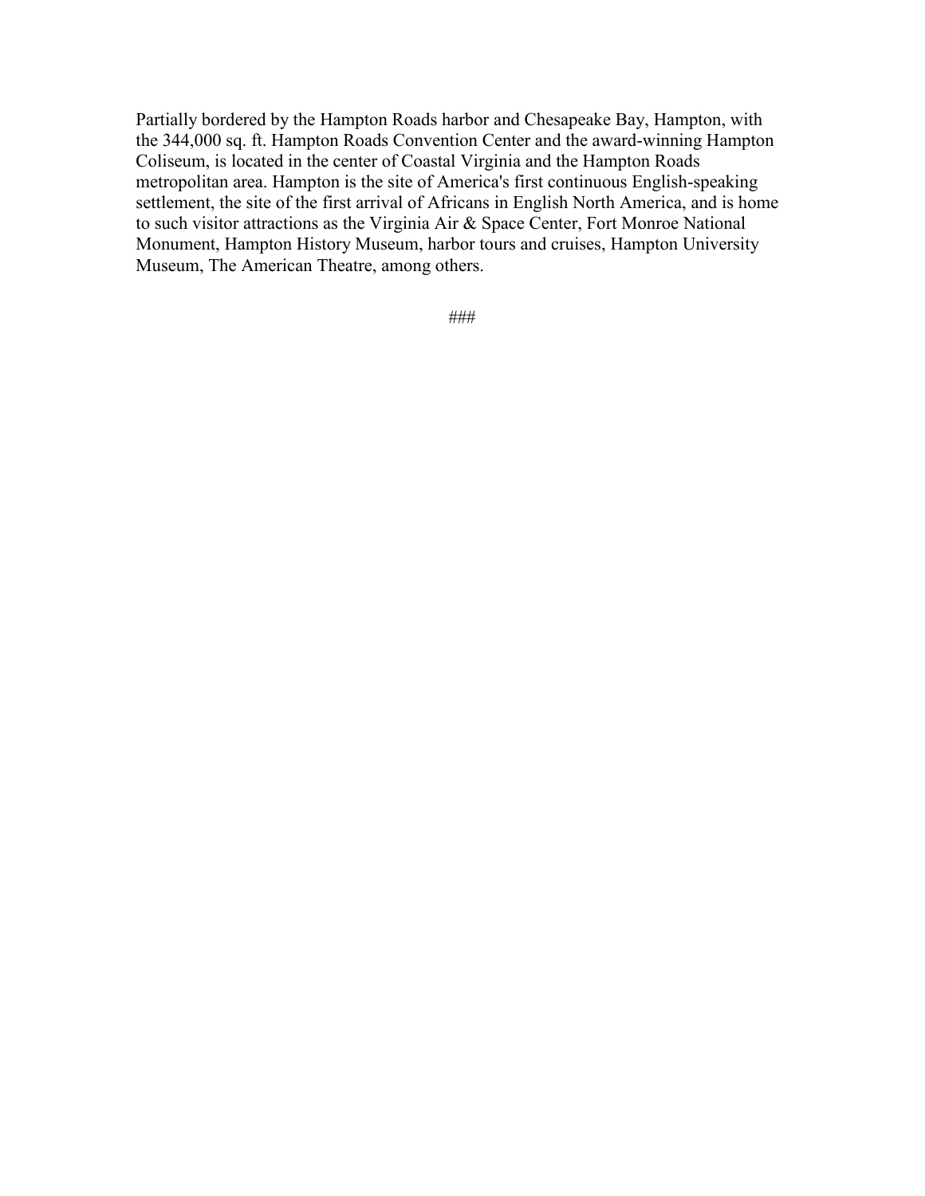Partially bordered by the Hampton Roads harbor and Chesapeake Bay, Hampton, with the 344,000 sq. ft. Hampton Roads Convention Center and the award-winning Hampton Coliseum, is located in the center of Coastal Virginia and the Hampton Roads metropolitan area. Hampton is the site of America's first continuous English-speaking settlement, the site of the first arrival of Africans in English North America, and is home to such visitor attractions as the Virginia Air & Space Center, Fort Monroe National Monument, Hampton History Museum, harbor tours and cruises, Hampton University Museum, The American Theatre, among others.

###